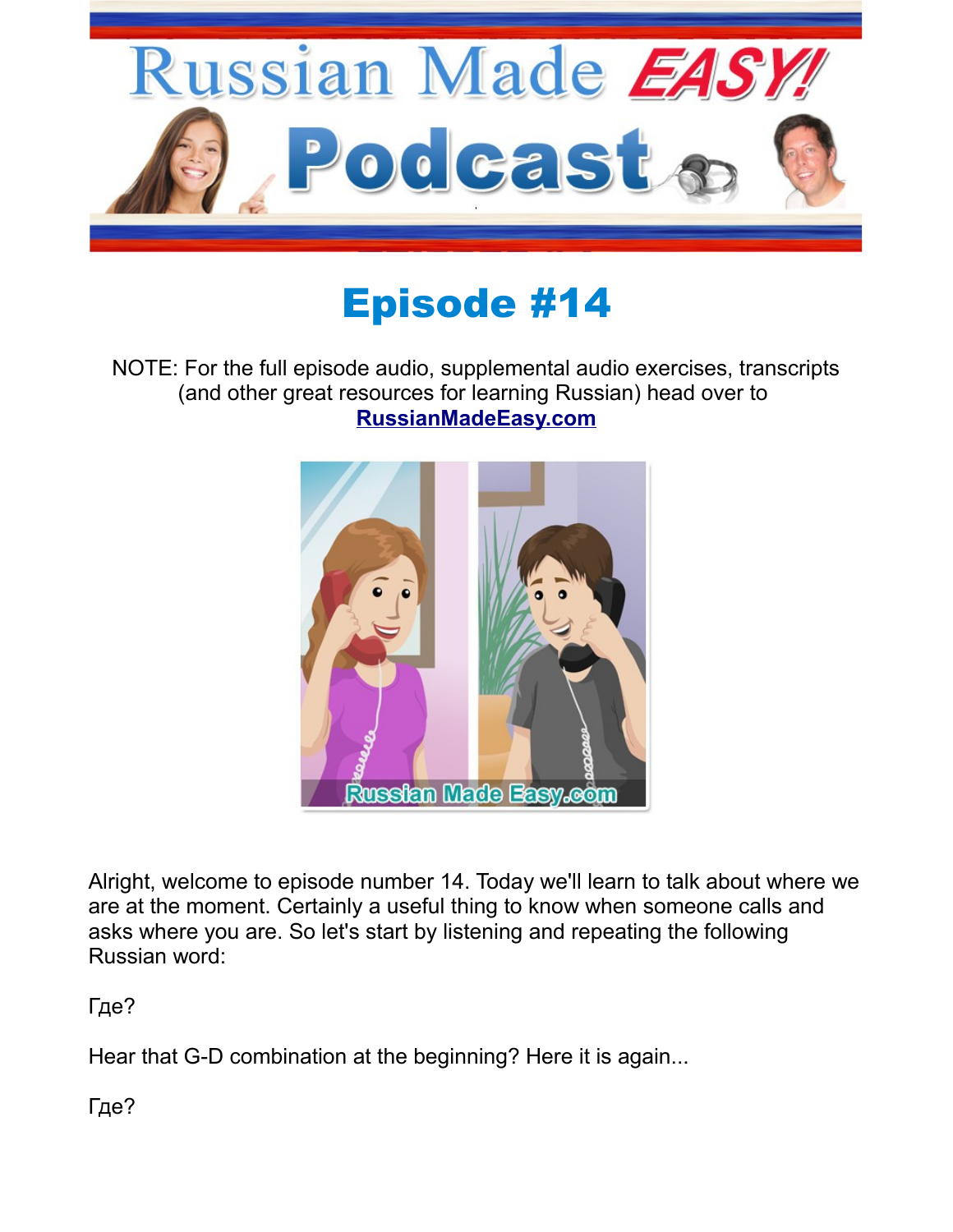# Russian Made EASY! Podcast

## Episode #14

NOTE: For the full episode audio, supplemental audio exercises, transcripts (and other great resources for learning Russian) head over to **RussianMadeEasy.com**

Alright, welcome to episode number 14. Today we'll learn to talk about where we are at the moment. Certainly a useful thing to know when someone calls and asks where you are. So let's start by listening and repeating the following Russian word:

Где?

Hear that G-D combination at the beginning? Here it is again...

Где?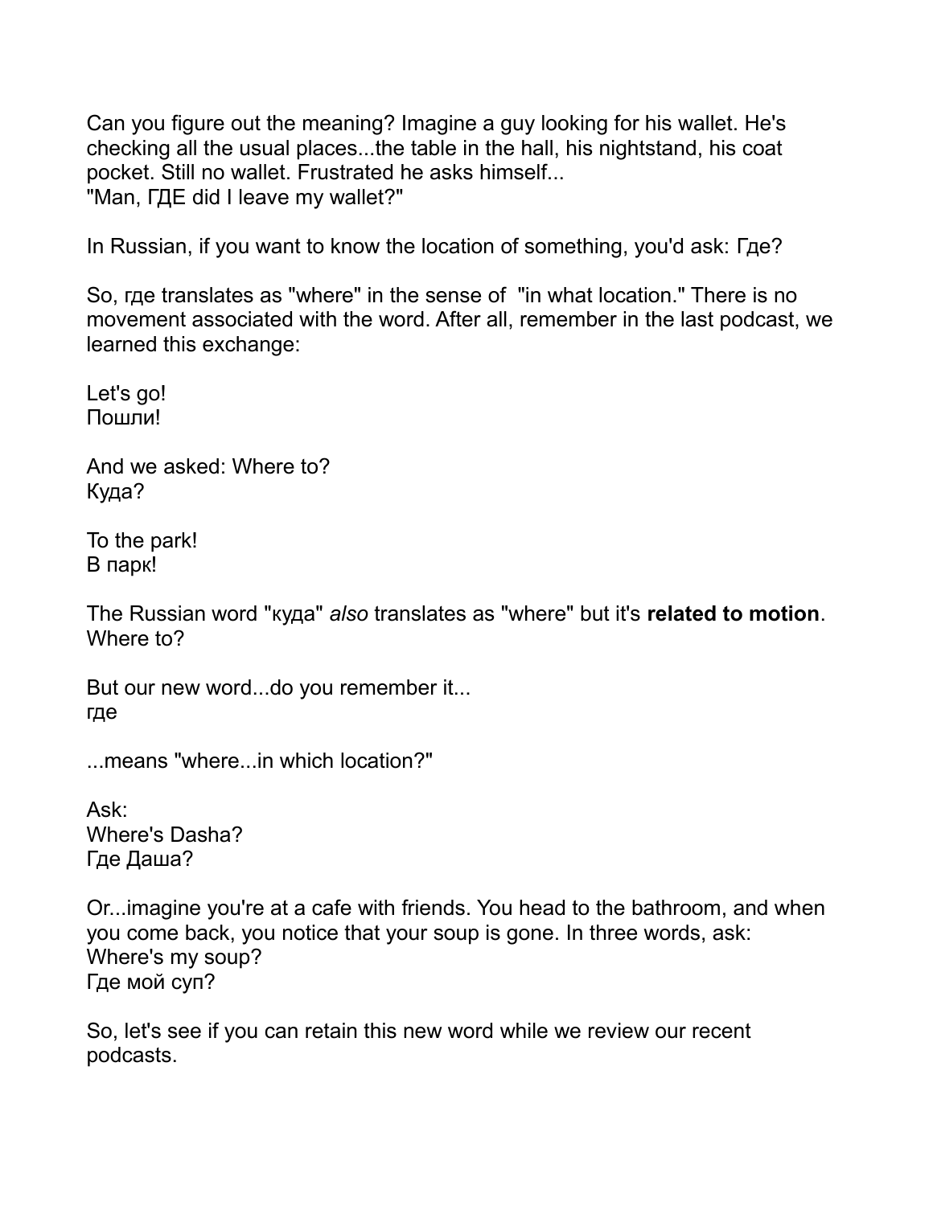Can you figure out the meaning? Imagine a guy looking for his wallet. He's checking all the usual places...the table in the hall, his nightstand, his coat pocket. Still no wallet. Frustrated he asks himself...
"Man, ГДЕ did I leave my wallet?"

In Russian, if you want to know the location of something, you'd ask: Где?

So, где translates as "where" in the sense of "in what location." There is no movement associated with the word. After all, remember in the last podcast, we learned this exchange:

Let's go!
Пошли!

And we asked: Where to?
Куда?

To the park!
В парк!

The Russian word "куда" *also* translates as "where" but it's **related to motion**. Where to?

But our new word...do you remember it...
где

...means "where...in which location?"

Ask:
Where's Dasha?
Где Даша?

Or...imagine you're at a cafe with friends. You head to the bathroom, and when you come back, you notice that your soup is gone. In three words, ask:
Where's my soup?
Где мой суп?

So, let's see if you can retain this new word while we review our recent podcasts.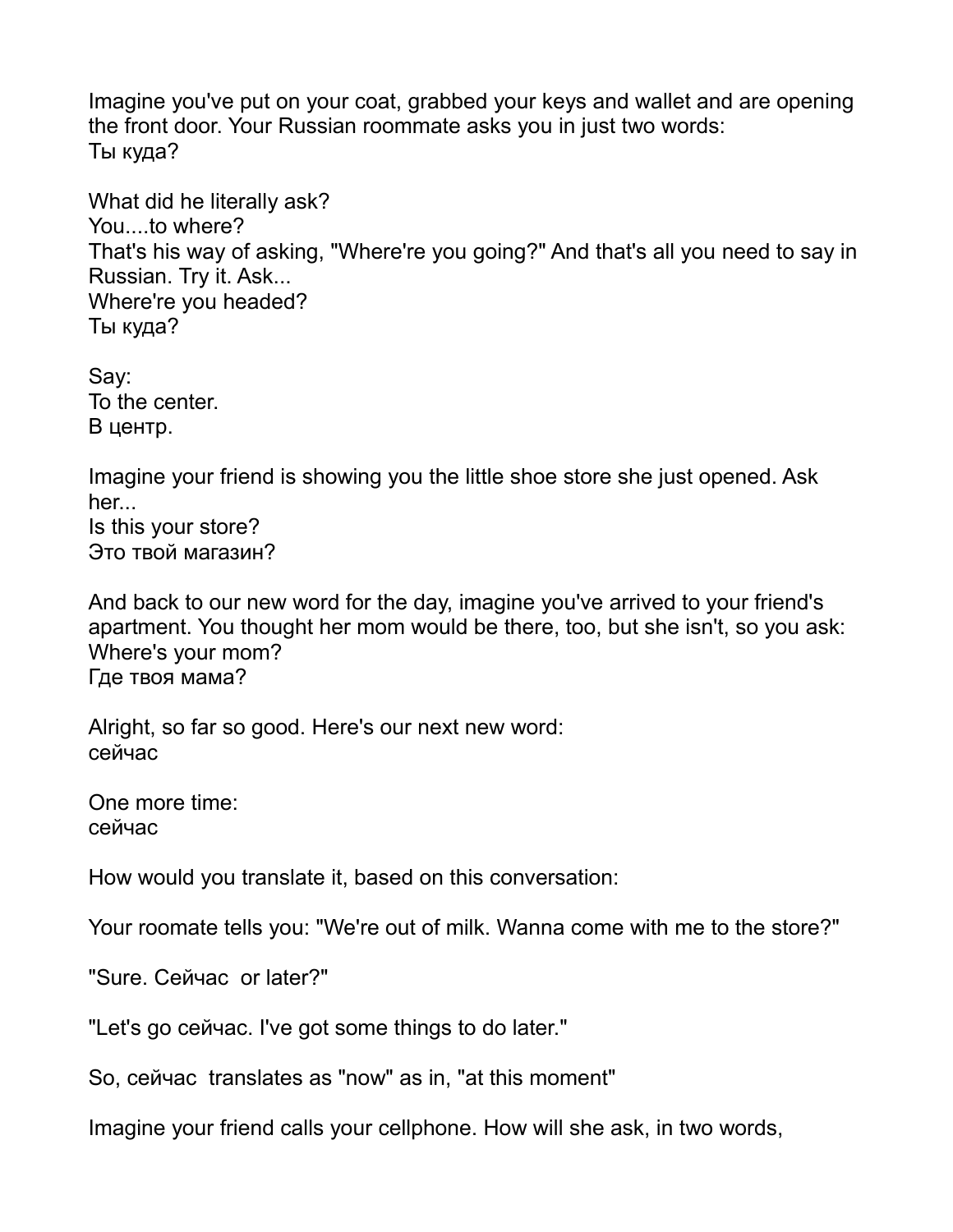Imagine you've put on your coat, grabbed your keys and wallet and are opening the front door. Your Russian roommate asks you in just two words:
Ты куда?

What did he literally ask?
You....to where?
That's his way of asking, "Where're you going?" And that's all you need to say in Russian. Try it. Ask...
Where're you headed?
Ты куда?

Say:
To the center.
В центр.

Imagine your friend is showing you the little shoe store she just opened. Ask her...
Is this your store?
Это твой магазин?

And back to our new word for the day, imagine you've arrived to your friend's apartment. You thought her mom would be there, too, but she isn't, so you ask:
Where's your mom?
Где твоя мама?

Alright, so far so good. Here's our next new word:
сейчас

One more time:
сейчас

How would you translate it, based on this conversation:

Your roomate tells you: "We're out of milk. Wanna come with me to the store?"

"Sure. Сейчас  or later?"

"Let's go сейчас. I've got some things to do later."

So, сейчас  translates as "now" as in, "at this moment"

Imagine your friend calls your cellphone. How will she ask, in two words,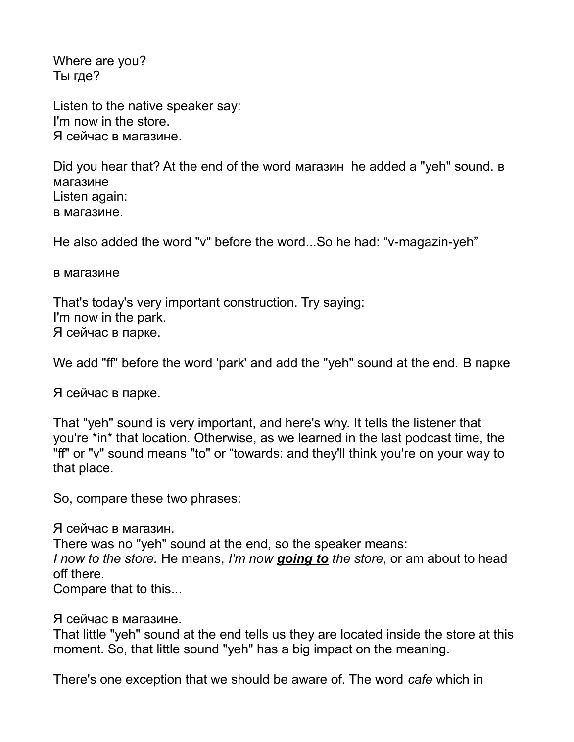Where are you?
Ты где?

Listen to the native speaker say:
I'm now in the store.
Я сейчас в магазине.

Did you hear that? At the end of the word магазин he added a "yeh" sound. в магазине
Listen again:
в магазине.

He also added the word "v" before the word...So he had: "v-magazin-yeh"

в магазине

That's today's very important construction. Try saying:
I'm now in the park.
Я сейчас в парке.

We add "ff" before the word 'park' and add the "yeh" sound at the end. В парке

Я сейчас в парке.

That "yeh" sound is very important, and here's why. It tells the listener that you're *in* that location. Otherwise, as we learned in the last podcast time, the "ff" or "v" sound means "to" or "towards: and they'll think you're on your way to that place.

So, compare these two phrases:

Я сейчас в магазин.
There was no "yeh" sound at the end, so the speaker means:
*I now to the store.* He means, *I'm now* ***<u>going to</u>*** *the store*, or am about to head off there.
Compare that to this...

Я сейчас в магазине.
That little "yeh" sound at the end tells us they are located inside the store at this moment. So, that little sound "yeh" has a big impact on the meaning.

There's one exception that we should be aware of. The word *cafe* which in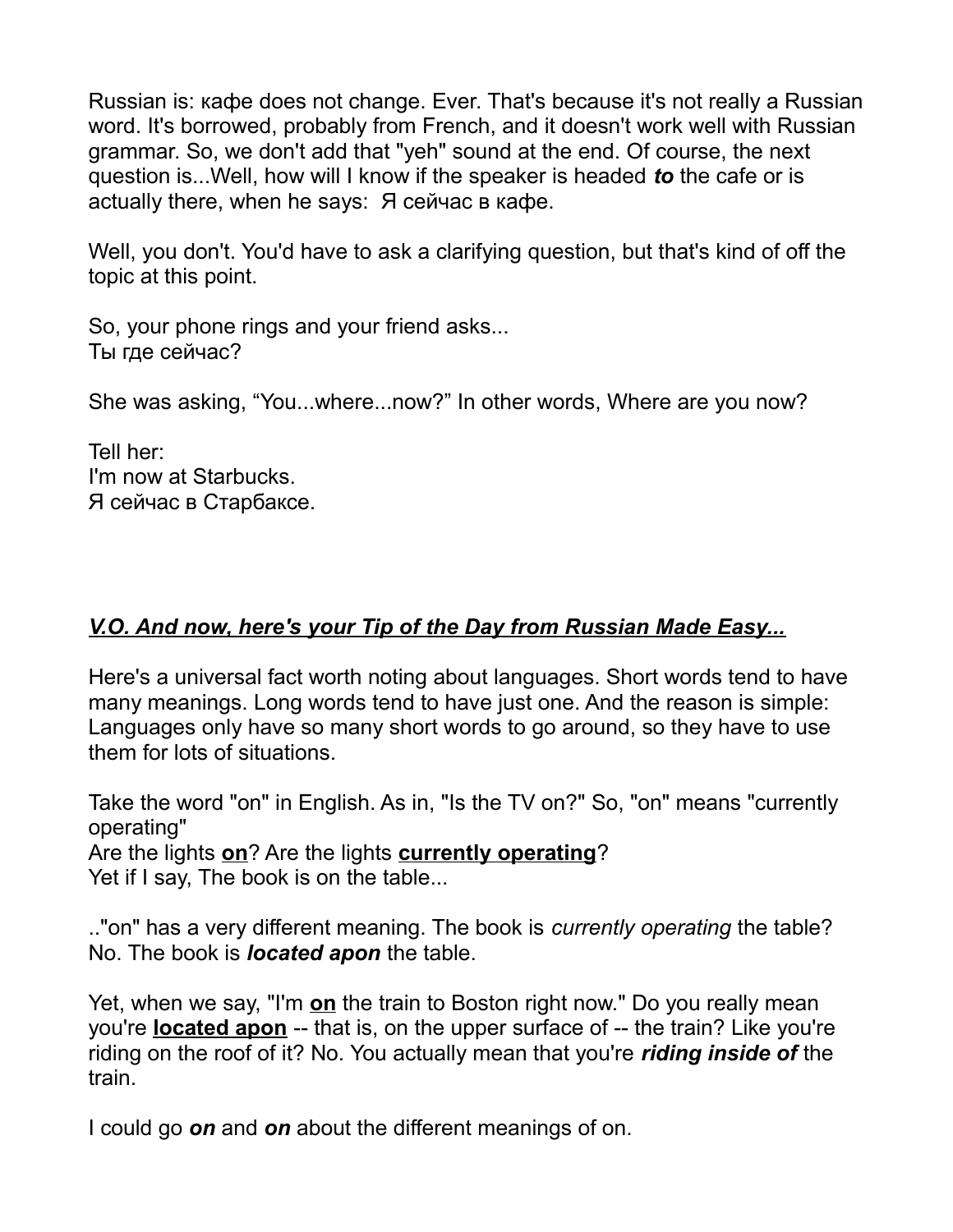Russian is: кафе does not change. Ever. That's because it's not really a Russian word. It's borrowed, probably from French, and it doesn't work well with Russian grammar. So, we don't add that "yeh" sound at the end. Of course, the next question is...Well, how will I know if the speaker is headed ***to*** the cafe or is actually there, when he says:  Я сейчас в кафе.

Well, you don't. You'd have to ask a clarifying question, but that's kind of off the topic at this point.

So, your phone rings and your friend asks...
Ты где сейчас?

She was asking, “You...where...now?” In other words, Where are you now?

Tell her:
I'm now at Starbucks.
Я сейчас в Старбаксе.

***<u>V.O. And now, here's your Tip of the Day from Russian Made Easy...</u>***

Here's a universal fact worth noting about languages. Short words tend to have many meanings. Long words tend to have just one. And the reason is simple: Languages only have so many short words to go around, so they have to use them for lots of situations.

Take the word "on" in English. As in, "Is the TV on?" So, "on" means "currently operating"
Are the lights **<u>on</u>**? Are the lights **<u>currently operating</u>**?
Yet if I say, The book is on the table...

.."on" has a very different meaning. The book is *currently operating* the table? No. The book is ***located apon*** the table.

Yet, when we say, "I'm **<u>on</u>** the train to Boston right now." Do you really mean you're **<u>located apon</u>** -- that is, on the upper surface of -- the train? Like you're riding on the roof of it? No. You actually mean that you're ***riding inside of*** the train.

I could go ***on*** and ***on*** about the different meanings of on.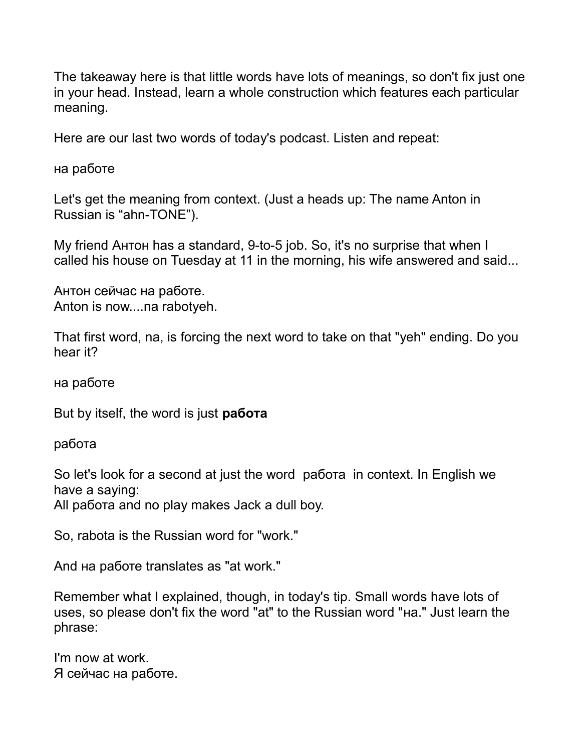The takeaway here is that little words have lots of meanings, so don't fix just one in your head. Instead, learn a whole construction which features each particular meaning.

Here are our last two words of today's podcast. Listen and repeat:

на работе

Let's get the meaning from context. (Just a heads up: The name Anton in Russian is “ahn-TONE”).

My friend Антон has a standard, 9-to-5 job. So, it's no surprise that when I called his house on Tuesday at 11 in the morning, his wife answered and said...

Антон сейчас на работе.
Anton is now....na rabotyeh.

That first word, na, is forcing the next word to take on that "yeh" ending. Do you hear it?

на работе

But by itself, the word is just **работа**

работа

So let's look for a second at just the word работа in context. In English we have a saying:
All работа and no play makes Jack a dull boy.

So, rabota is the Russian word for "work."

And на работе translates as "at work."

Remember what I explained, though, in today's tip. Small words have lots of uses, so please don't fix the word "at" to the Russian word "на." Just learn the phrase:

I'm now at work.
Я сейчас на работе.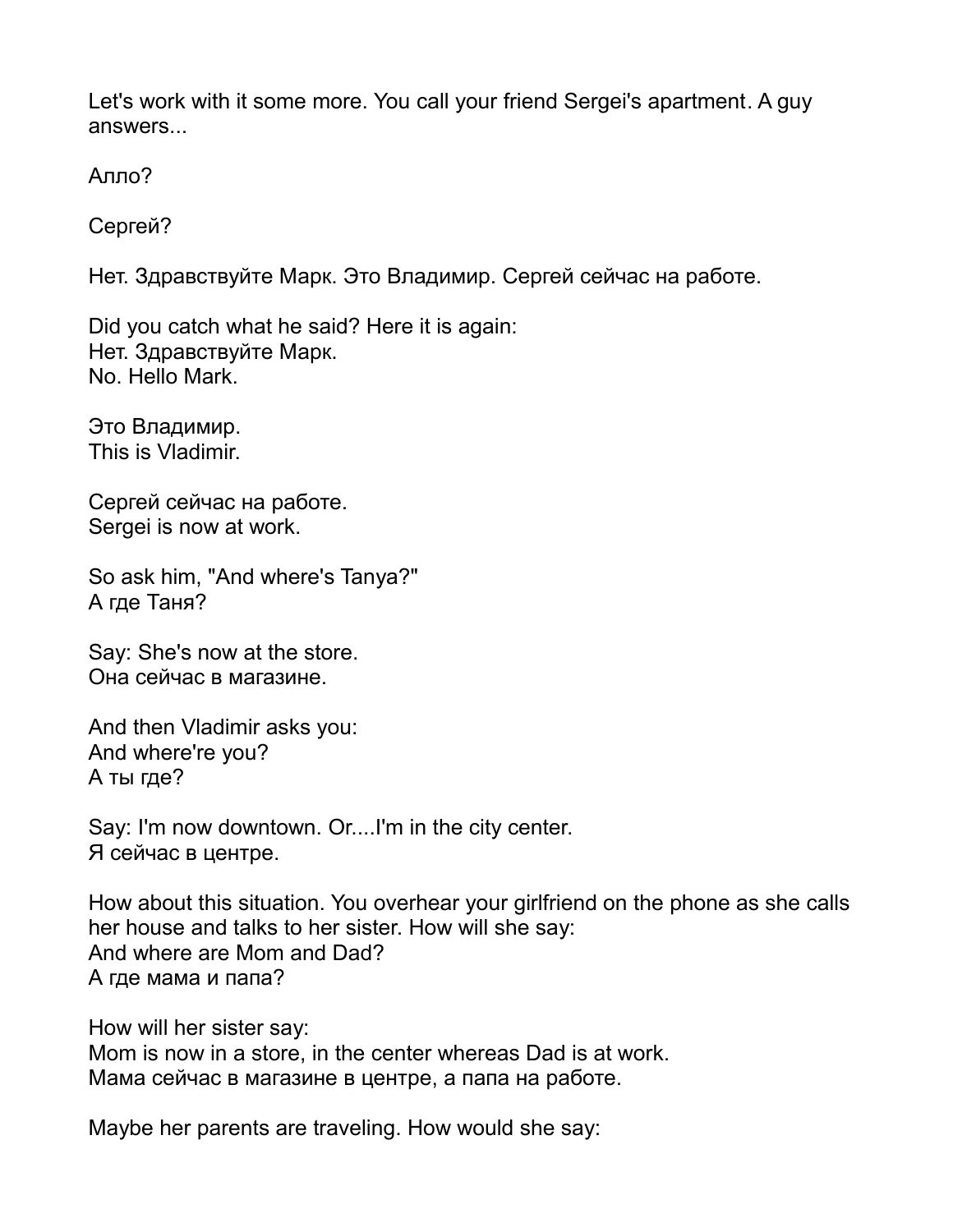Let's work with it some more. You call your friend Sergei's apartment. A guy answers...

Алло?

Сергей?

Нет. Здравствуйте Марк. Это Владимир. Сергей сейчас на работе.

Did you catch what he said? Here it is again:
Нет. Здравствуйте Марк.
No. Hello Mark.

Это Владимир.
This is Vladimir.

Сергей сейчас на работе.
Sergei is now at work.

So ask him, "And where's Tanya?"
А где Таня?

Say: She's now at the store.
Она сейчас в магазине.

And then Vladimir asks you:
And where're you?
А ты где?

Say: I'm now downtown. Or....I'm in the city center.
Я сейчас в центре.

How about this situation. You overhear your girlfriend on the phone as she calls her house and talks to her sister. How will she say:
And where are Mom and Dad?
А где мама и папа?

How will her sister say:
Mom is now in a store, in the center whereas Dad is at work.
Мама сейчас в магазине в центре, а папа на работе.

Maybe her parents are traveling. How would she say: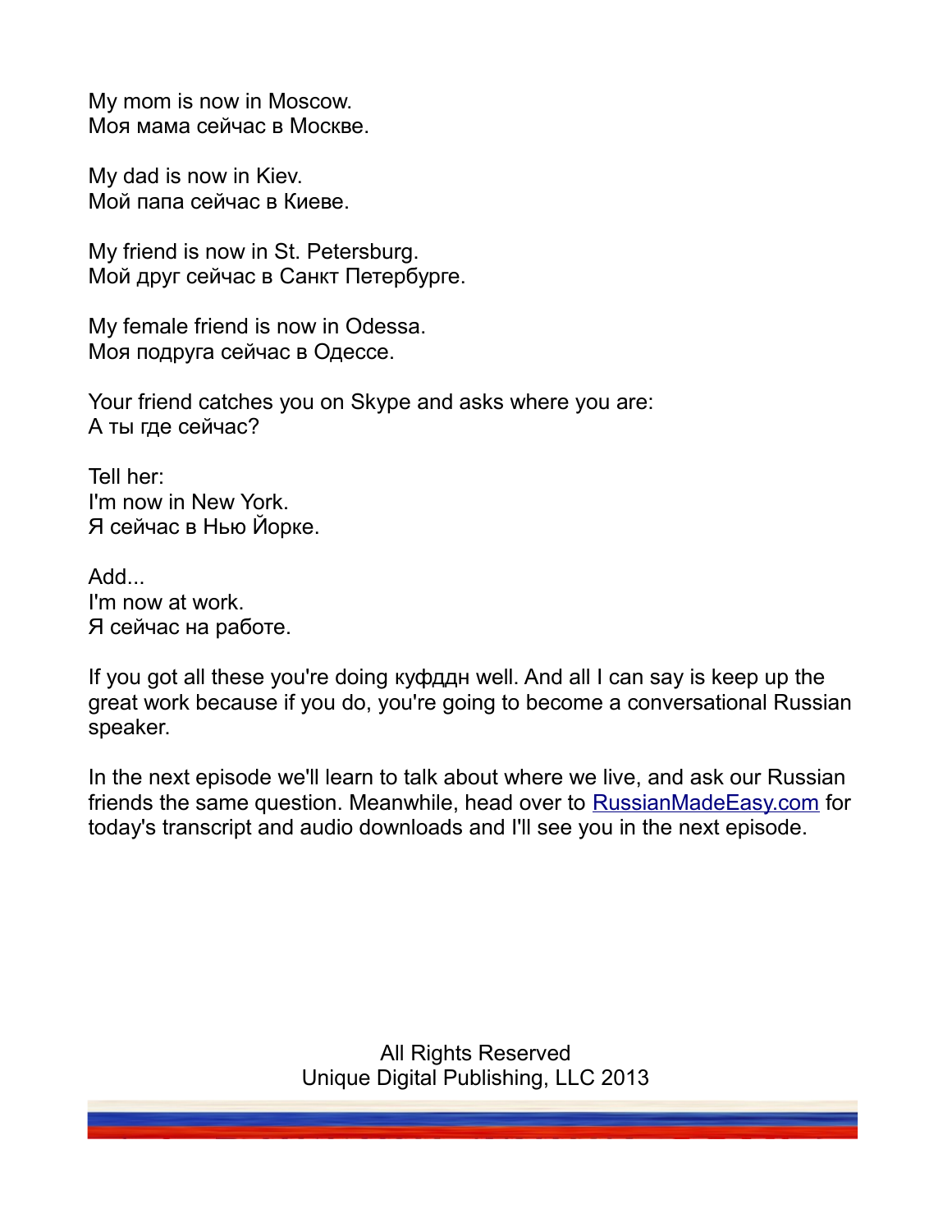My mom is now in Moscow.
Моя мама сейчас в Москве.

My dad is now in Kiev.
Мой папа сейчас в Киеве.

My friend is now in St. Petersburg.
Мой друг сейчас в Санкт Петербурге.

My female friend is now in Odessa.
Моя подруга сейчас в Одессе.

Your friend catches you on Skype and asks where you are:
А ты где сейчас?

Tell her:
I'm now in New York.
Я сейчас в Нью Йорке.

Add...
I'm now at work.
Я сейчас на работе.

If you got all these you're doing куфддн well. And all I can say is keep up the great work because if you do, you're going to become a conversational Russian speaker.

In the next episode we'll learn to talk about where we live, and ask our Russian friends the same question. Meanwhile, head over to [RussianMadeEasy.com](RussianMadeEasy.com) for today's transcript and audio downloads and I'll see you in the next episode.

All Rights Reserved
Unique Digital Publishing, LLC 2013